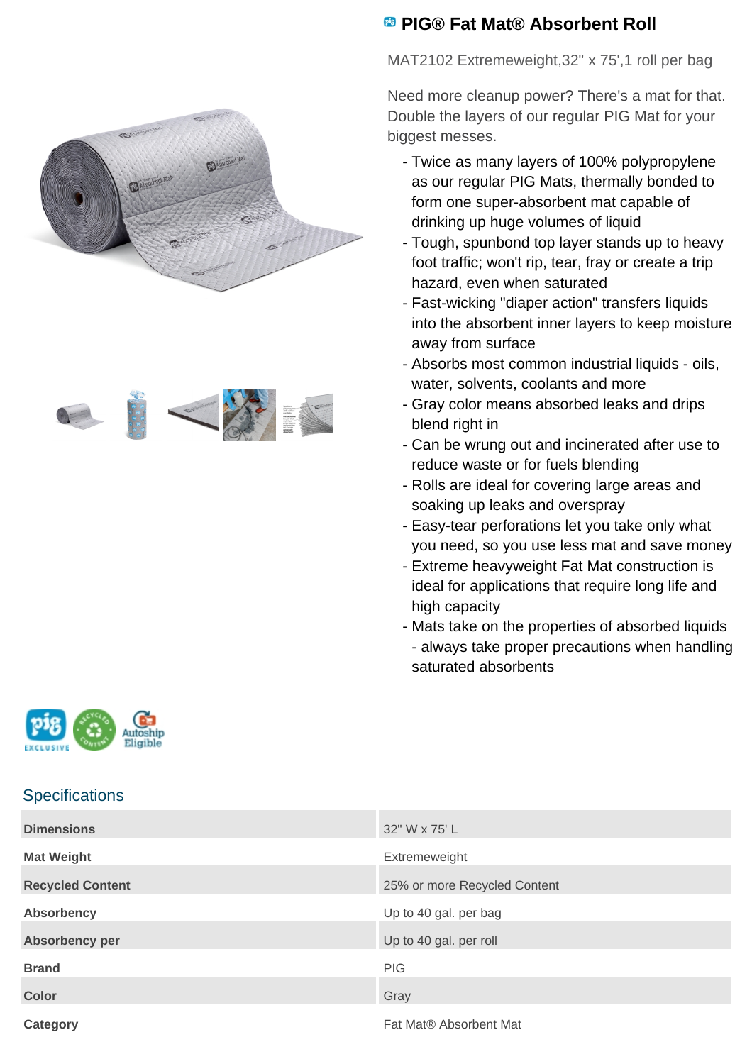# PIG® Fat Mat® Absorbent Roll

MAT2102 Extremeweight,32" x 75',1 roll per bag

Need more cleanup power? There's a mat for that. Double the layers of our regular PIG Mat for your biggest messes.

- Twice as many layers of 100% polypropylene as our regular PIG Mats, thermally bonded to form one super-absorbent mat capable of drinking up huge volumes of liquid
- Tough, spunbond top layer stands up to heavy foot traffic; won't rip, tear, fray or create a trip hazard, even when saturated
- Fast-wicking "diaper action" transfers liquids into the absorbent inner layers to keep moisture away from surface
- Absorbs most common industrial liquids - oils, water, solvents, coolants and more
- Gray color means absorbed leaks and drips blend right in
- Can be wrung out and incinerated after use to reduce waste or for fuels blending
- Rolls are ideal for covering large areas and soaking up leaks and overspray
- Easy-tear perforations let you take only what you need, so you use less mat and save money
- Extreme heavyweight Fat Mat construction is ideal for applications that require long life and high capacity
- Mats take on the properties of absorbed liquids - always take proper precautions when handling saturated absorbents

## Specifications

| | |
|---|---|
| **Dimensions** | 32" W x 75' L |
| **Mat Weight** | Extremeweight |
| **Recycled Content** | 25% or more Recycled Content |
| **Absorbency** | Up to 40 gal. per bag |
| **Absorbency per** | Up to 40 gal. per roll |
| **Brand** | PIG |
| **Color** | Gray |
| **Category** | Fat Mat® Absorbent Mat |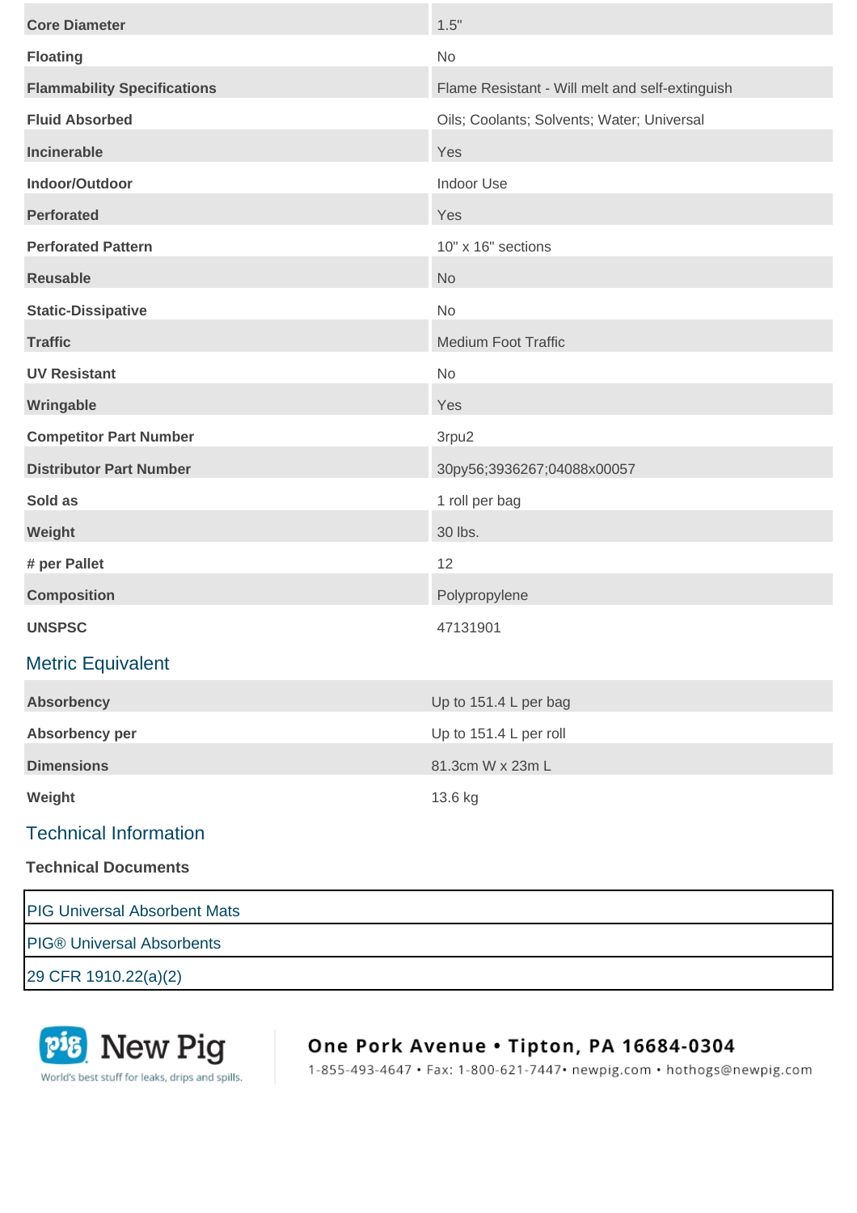| | |
|---|---|
| **Core Diameter** | 1.5" |
| **Floating** | No |
| **Flammability Specifications** | Flame Resistant - Will melt and self-extinguish |
| **Fluid Absorbed** | Oils; Coolants; Solvents; Water; Universal |
| **Incinerable** | Yes |
| **Indoor/Outdoor** | Indoor Use |
| **Perforated** | Yes |
| **Perforated Pattern** | 10" x 16" sections |
| **Reusable** | No |
| **Static-Dissipative** | No |
| **Traffic** | Medium Foot Traffic |
| **UV Resistant** | No |
| **Wringable** | Yes |
| **Competitor Part Number** | 3rpu2 |
| **Distributor Part Number** | 30py56;3936267;04088x00057 |
| **Sold as** | 1 roll per bag |
| **Weight** | 30 lbs. |
| **# per Pallet** | 12 |
| **Composition** | Polypropylene |
| **UNSPSC** | 47131901 |

## Metric Equivalent

| | |
|---|---|
| **Absorbency** | Up to 151.4 L per bag |
| **Absorbency per** | Up to 151.4 L per roll |
| **Dimensions** | 81.3cm W x 23m L |
| **Weight** | 13.6 kg |

## Technical Information

**Technical Documents**

- PIG Universal Absorbent Mats
- PIG® Universal Absorbents
- 29 CFR 1910.22(a)(2)

New Pig — World's best stuff for leaks, drips and spills.

One Pork Avenue • Tipton, PA 16684-0304
1-855-493-4647 • Fax: 1-800-621-7447• newpig.com • hothogs@newpig.com